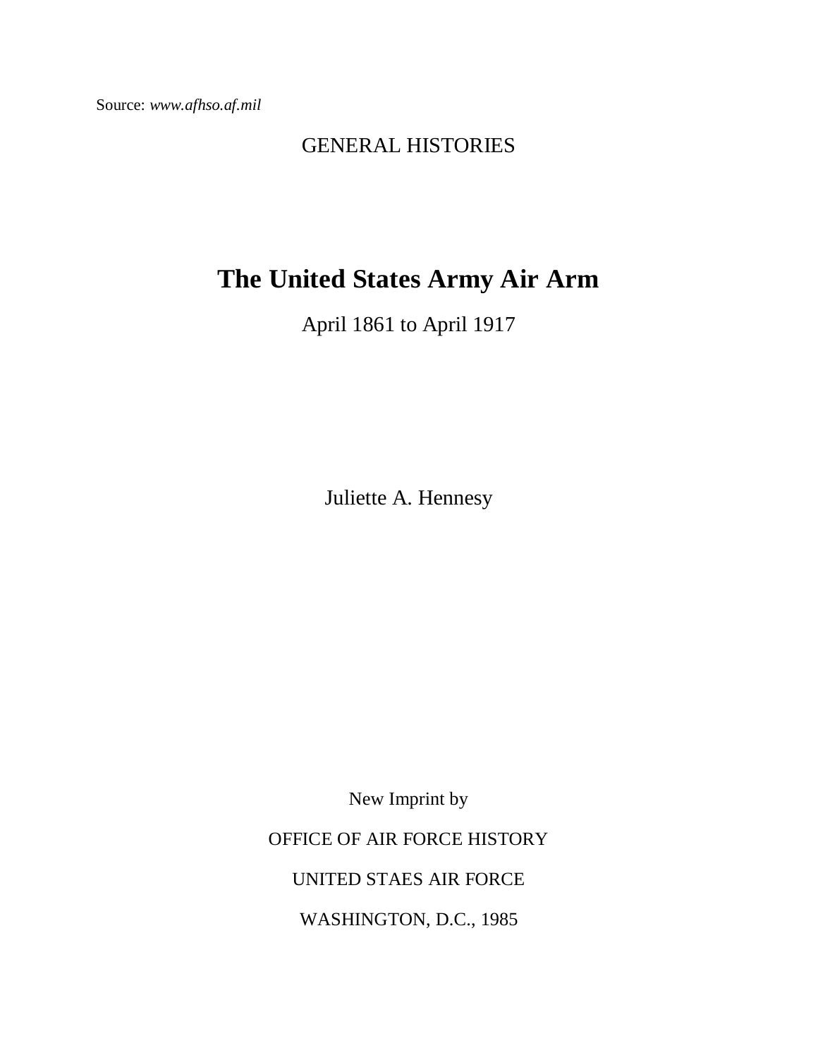Source: *www.afhso.af.mil*

GENERAL HISTORIES

# The United States Army Air Arm

April 1861 to April 1917

Juliette A. Hennesy

New Imprint by

OFFICE OF AIR FORCE HISTORY

UNITED STAES AIR FORCE

WASHINGTON, D.C., 1985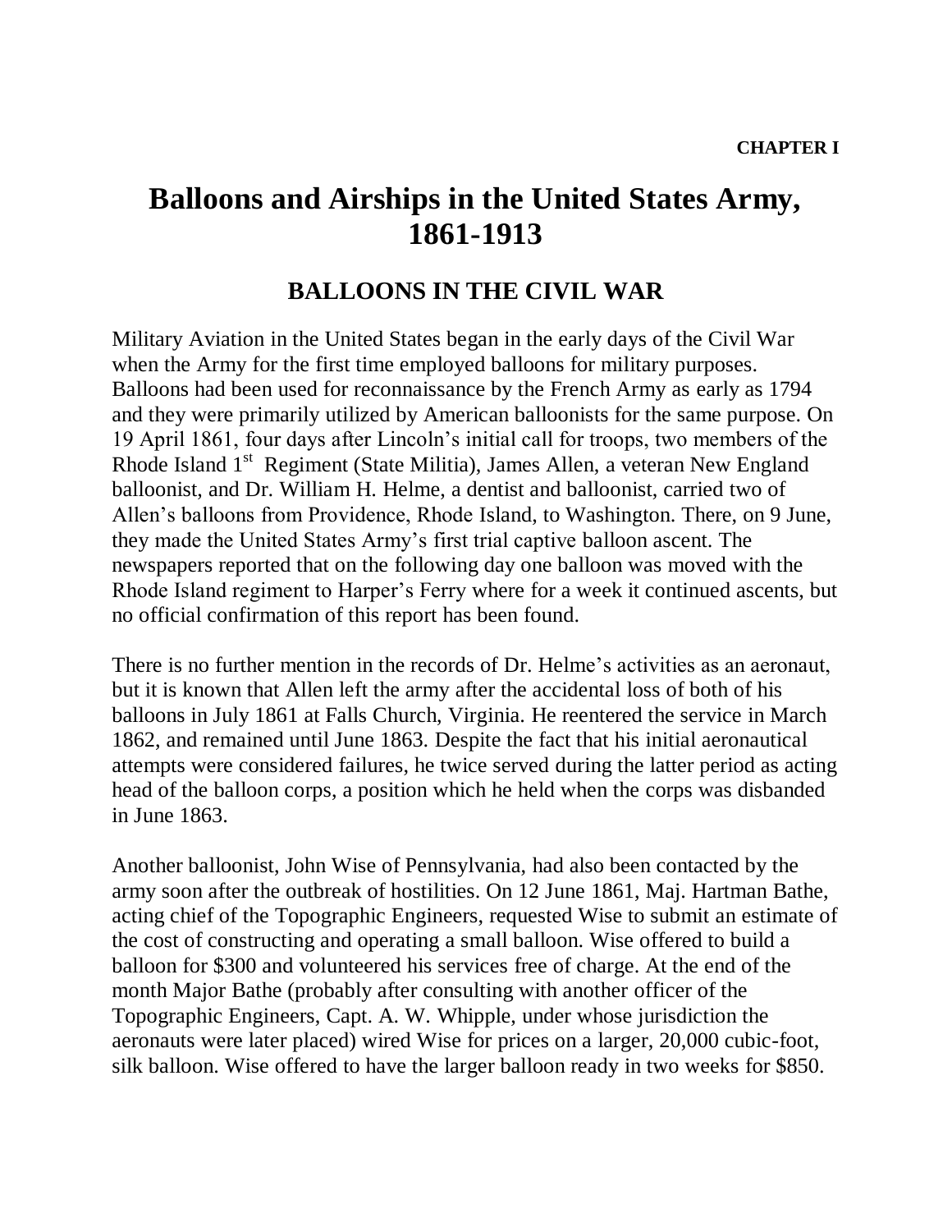**CHAPTER I**

# Balloons and Airships in the United States Army, 1861-1913

## BALLOONS IN THE CIVIL WAR

Military Aviation in the United States began in the early days of the Civil War when the Army for the first time employed balloons for military purposes. Balloons had been used for reconnaissance by the French Army as early as 1794 and they were primarily utilized by American balloonists for the same purpose. On 19 April 1861, four days after Lincoln's initial call for troops, two members of the Rhode Island 1st Regiment (State Militia), James Allen, a veteran New England balloonist, and Dr. William H. Helme, a dentist and balloonist, carried two of Allen's balloons from Providence, Rhode Island, to Washington. There, on 9 June, they made the United States Army's first trial captive balloon ascent. The newspapers reported that on the following day one balloon was moved with the Rhode Island regiment to Harper's Ferry where for a week it continued ascents, but no official confirmation of this report has been found.

There is no further mention in the records of Dr. Helme's activities as an aeronaut, but it is known that Allen left the army after the accidental loss of both of his balloons in July 1861 at Falls Church, Virginia. He reentered the service in March 1862, and remained until June 1863. Despite the fact that his initial aeronautical attempts were considered failures, he twice served during the latter period as acting head of the balloon corps, a position which he held when the corps was disbanded in June 1863.

Another balloonist, John Wise of Pennsylvania, had also been contacted by the army soon after the outbreak of hostilities. On 12 June 1861, Maj. Hartman Bathe, acting chief of the Topographic Engineers, requested Wise to submit an estimate of the cost of constructing and operating a small balloon. Wise offered to build a balloon for $300 and volunteered his services free of charge. At the end of the month Major Bathe (probably after consulting with another officer of the Topographic Engineers, Capt. A. W. Whipple, under whose jurisdiction the aeronauts were later placed) wired Wise for prices on a larger, 20,000 cubic-foot, silk balloon. Wise offered to have the larger balloon ready in two weeks for $850.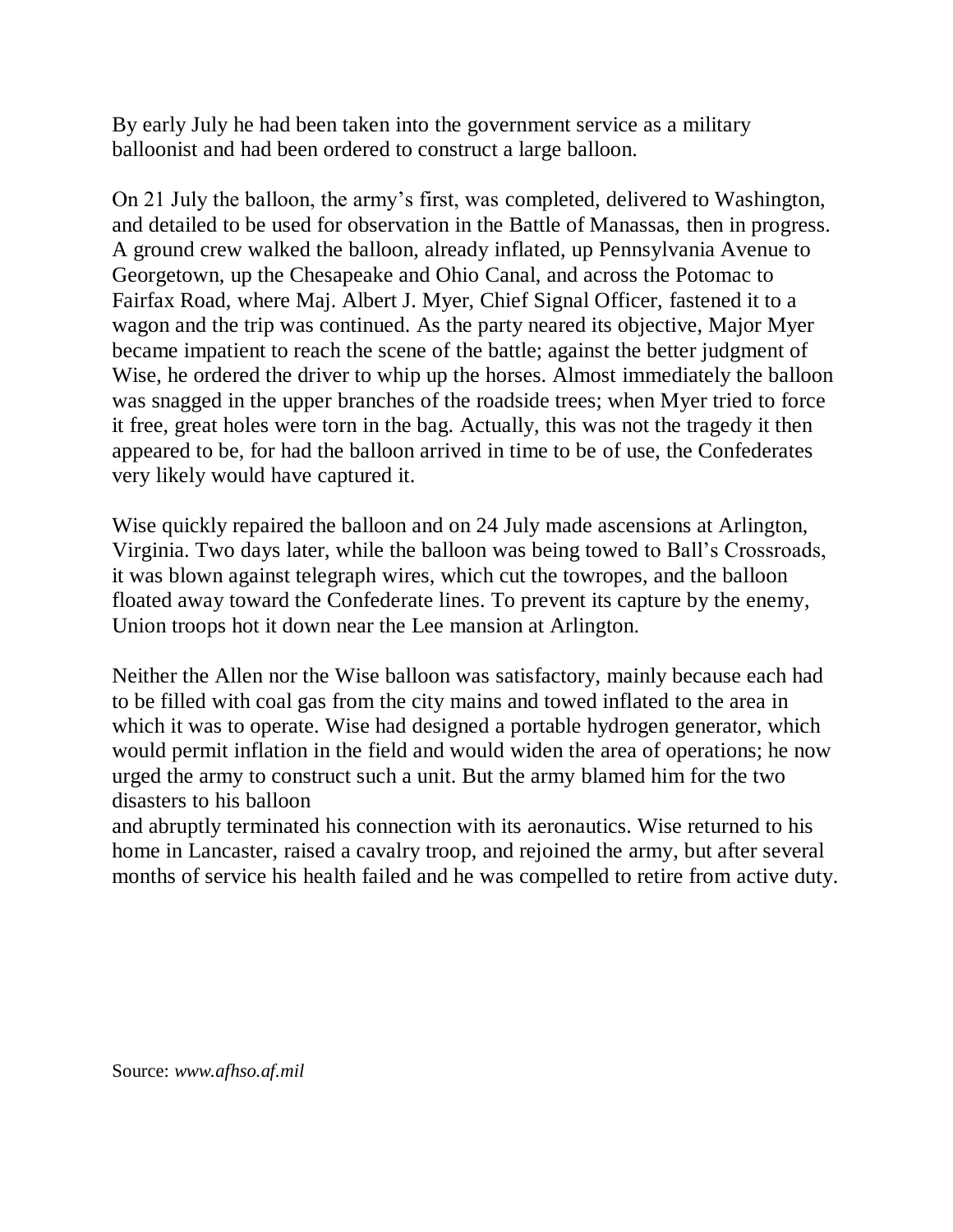By early July he had been taken into the government service as a military balloonist and had been ordered to construct a large balloon.

On 21 July the balloon, the army's first, was completed, delivered to Washington, and detailed to be used for observation in the Battle of Manassas, then in progress. A ground crew walked the balloon, already inflated, up Pennsylvania Avenue to Georgetown, up the Chesapeake and Ohio Canal, and across the Potomac to Fairfax Road, where Maj. Albert J. Myer, Chief Signal Officer, fastened it to a wagon and the trip was continued. As the party neared its objective, Major Myer became impatient to reach the scene of the battle; against the better judgment of Wise, he ordered the driver to whip up the horses. Almost immediately the balloon was snagged in the upper branches of the roadside trees; when Myer tried to force it free, great holes were torn in the bag. Actually, this was not the tragedy it then appeared to be, for had the balloon arrived in time to be of use, the Confederates very likely would have captured it.

Wise quickly repaired the balloon and on 24 July made ascensions at Arlington, Virginia. Two days later, while the balloon was being towed to Ball's Crossroads, it was blown against telegraph wires, which cut the towropes, and the balloon floated away toward the Confederate lines. To prevent its capture by the enemy, Union troops hot it down near the Lee mansion at Arlington.

Neither the Allen nor the Wise balloon was satisfactory, mainly because each had to be filled with coal gas from the city mains and towed inflated to the area in which it was to operate. Wise had designed a portable hydrogen generator, which would permit inflation in the field and would widen the area of operations; he now urged the army to construct such a unit. But the army blamed him for the two disasters to his balloon and abruptly terminated his connection with its aeronautics. Wise returned to his home in Lancaster, raised a cavalry troop, and rejoined the army, but after several months of service his health failed and he was compelled to retire from active duty.

Source: *www.afhso.af.mil*